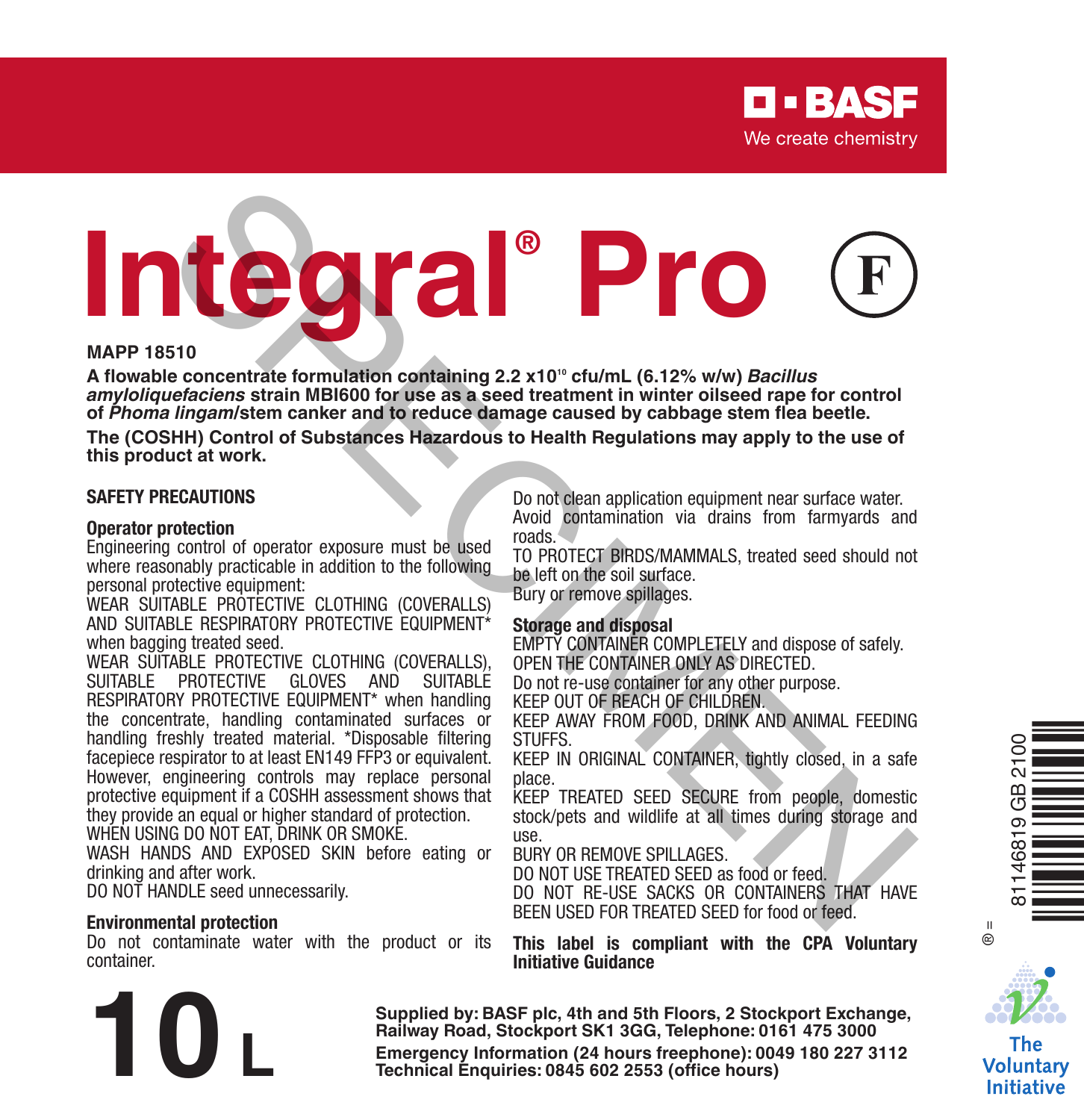BASF
We create chemistry

# Integral® Pro (F)

**MAPP 18510**

**A flowable concentrate formulation containing 2.2 x10[10] cfu/mL (6.12% w/w) *Bacillus amyloliquefaciens* strain MBI600 for use as a seed treatment in winter oilseed rape for control of *Phoma lingam*/stem canker and to reduce damage caused by cabbage stem flea beetle.**

**The (COSHH) Control of Substances Hazardous to Health Regulations may apply to the use of this product at work.**

## SAFETY PRECAUTIONS

### Operator protection

Engineering control of operator exposure must be used where reasonably practicable in addition to the following personal protective equipment:

WEAR SUITABLE PROTECTIVE CLOTHING (COVERALLS) AND SUITABLE RESPIRATORY PROTECTIVE EQUIPMENT* when bagging treated seed.

WEAR SUITABLE PROTECTIVE CLOTHING (COVERALLS), SUITABLE PROTECTIVE GLOVES AND SUITABLE RESPIRATORY PROTECTIVE EQUIPMENT* when handling the concentrate, handling contaminated surfaces or handling freshly treated material. *Disposable filtering facepiece respirator to at least EN149 FFP3 or equivalent. However, engineering controls may replace personal protective equipment if a COSHH assessment shows that they provide an equal or higher standard of protection.

WHEN USING DO NOT EAT, DRINK OR SMOKE.

WASH HANDS AND EXPOSED SKIN before eating or drinking and after work.

DO NOT HANDLE seed unnecessarily.

### Environmental protection

Do not contaminate water with the product or its container.

Do not clean application equipment near surface water.

Avoid contamination via drains from farmyards and roads.

TO PROTECT BIRDS/MAMMALS, treated seed should not be left on the soil surface.

Bury or remove spillages.

### Storage and disposal

EMPTY CONTAINER COMPLETELY and dispose of safely.

OPEN THE CONTAINER ONLY AS DIRECTED.

Do not re-use container for any other purpose.

KEEP OUT OF REACH OF CHILDREN.

KEEP AWAY FROM FOOD, DRINK AND ANIMAL FEEDING STUFFS.

KEEP IN ORIGINAL CONTAINER, tightly closed, in a safe place.

KEEP TREATED SEED SECURE from people, domestic stock/pets and wildlife at all times during storage and use.

BURY OR REMOVE SPILLAGES.

DO NOT USE TREATED SEED as food or feed.

DO NOT RE-USE SACKS OR CONTAINERS THAT HAVE BEEN USED FOR TREATED SEED for food or feed.

**This label is compliant with the CPA Voluntary Initiative Guidance**

# 10 L

**Supplied by: BASF plc, 4th and 5th Floors, 2 Stockport Exchange, Railway Road, Stockport SK1 3GG, Telephone: 0161 475 3000**

**Emergency Information (24 hours freephone): 0049 180 227 3112**

**Technical Enquiries: 0845 602 2553 (office hours)**

81146819 GB 2100

The Voluntary Initiative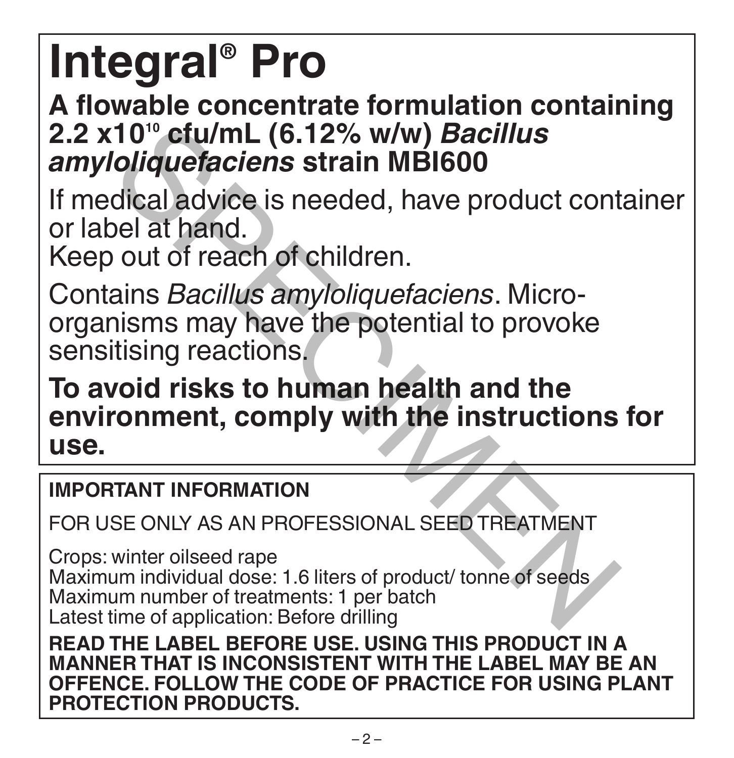# Integral® Pro

**A flowable concentrate formulation containing $2.2 \times 10^{10}$ cfu/mL (6.12% w/w) *Bacillus amyloliquefaciens* strain MBI600**

If medical advice is needed, have product container or label at hand.
Keep out of reach of children.

Contains *Bacillus amyloliquefaciens*. Micro-organisms may have the potential to provoke sensitising reactions.

**To avoid risks to human health and the environment, comply with the instructions for use.**

**IMPORTANT INFORMATION**

FOR USE ONLY AS AN PROFESSIONAL SEED TREATMENT

Crops: winter oilseed rape
Maximum individual dose: 1.6 liters of product/ tonne of seeds
Maximum number of treatments: 1 per batch
Latest time of application: Before drilling

**READ THE LABEL BEFORE USE. USING THIS PRODUCT IN A MANNER THAT IS INCONSISTENT WITH THE LABEL MAY BE AN OFFENCE. FOLLOW THE CODE OF PRACTICE FOR USING PLANT PROTECTION PRODUCTS.**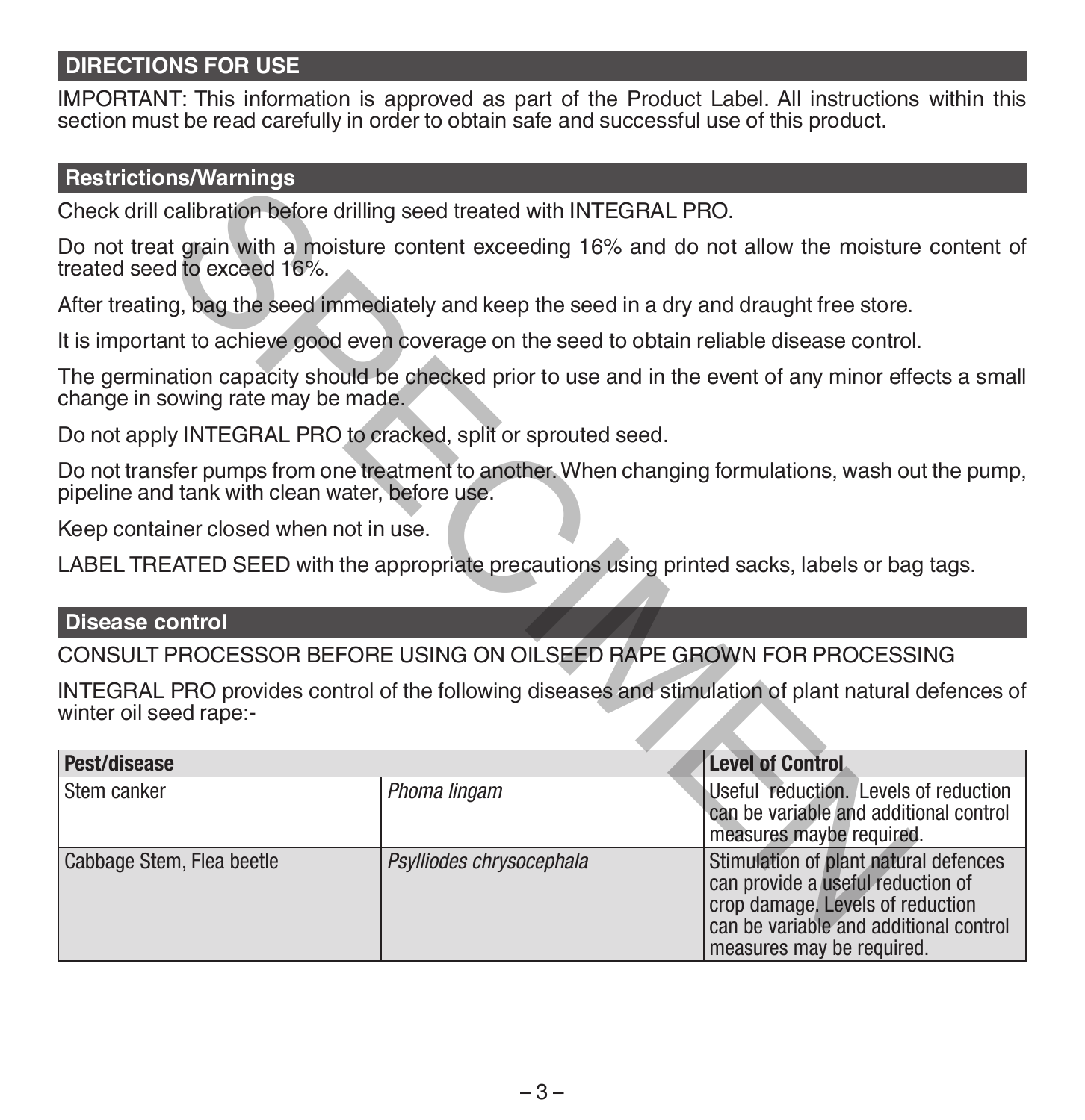## DIRECTIONS FOR USE

IMPORTANT: This information is approved as part of the Product Label. All instructions within this section must be read carefully in order to obtain safe and successful use of this product.

### Restrictions/Warnings

Check drill calibration before drilling seed treated with INTEGRAL PRO.

Do not treat grain with a moisture content exceeding 16% and do not allow the moisture content of treated seed to exceed 16%.

After treating, bag the seed immediately and keep the seed in a dry and draught free store.

It is important to achieve good even coverage on the seed to obtain reliable disease control.

The germination capacity should be checked prior to use and in the event of any minor effects a small change in sowing rate may be made.

Do not apply INTEGRAL PRO to cracked, split or sprouted seed.

Do not transfer pumps from one treatment to another. When changing formulations, wash out the pump, pipeline and tank with clean water, before use.

Keep container closed when not in use.

LABEL TREATED SEED with the appropriate precautions using printed sacks, labels or bag tags.

### Disease control

CONSULT PROCESSOR BEFORE USING ON OILSEED RAPE GROWN FOR PROCESSING

INTEGRAL PRO provides control of the following diseases and stimulation of plant natural defences of winter oil seed rape:-

| Pest/disease | | Level of Control |
|---|---|---|
| Stem canker | *Phoma lingam* | Useful reduction. Levels of reduction can be variable and additional control measures maybe required. |
| Cabbage Stem, Flea beetle | *Psylliodes chrysocephala* | Stimulation of plant natural defences can provide a useful reduction of crop damage. Levels of reduction can be variable and additional control measures may be required. |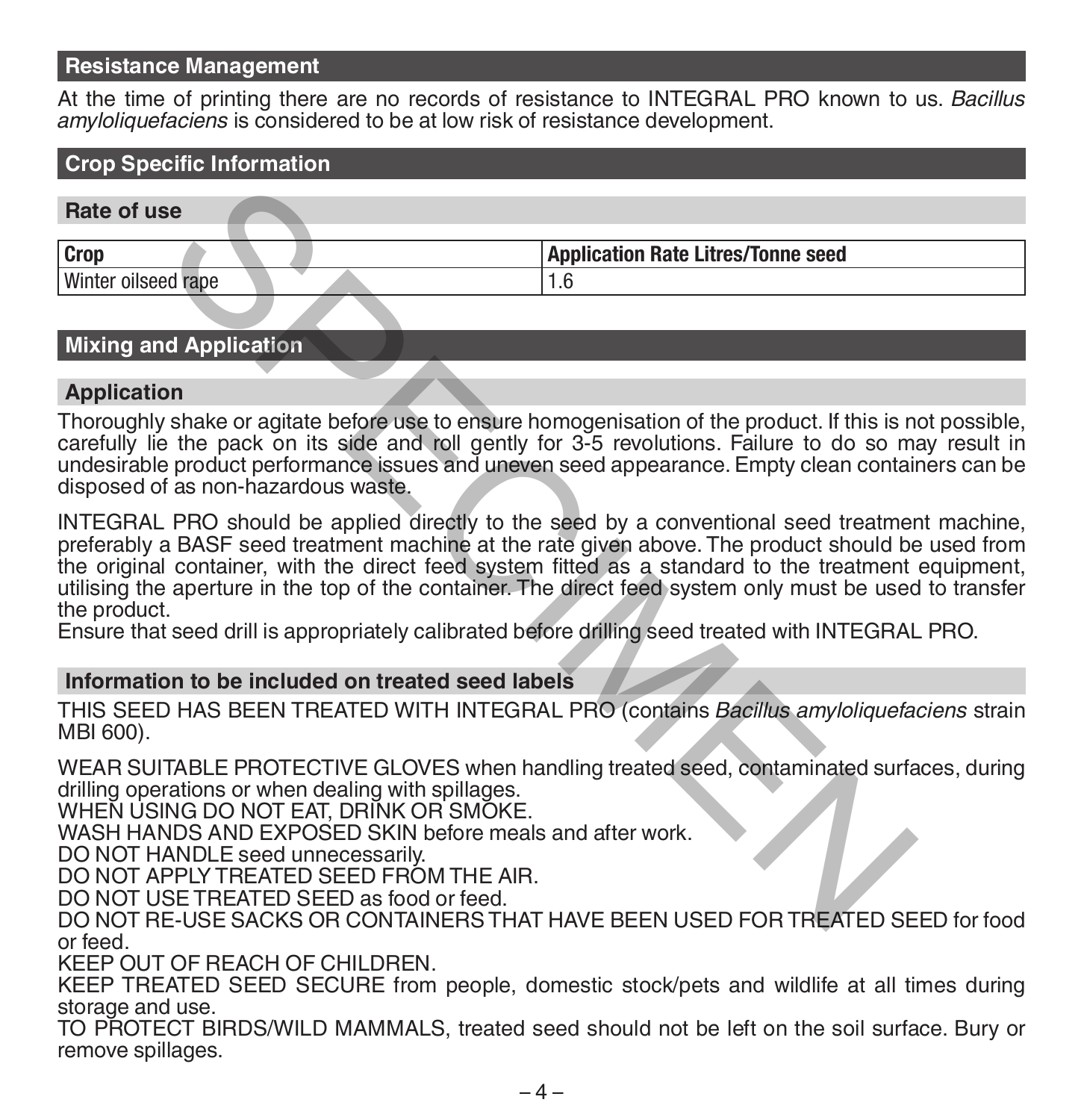## Resistance Management

At the time of printing there are no records of resistance to INTEGRAL PRO known to us. *Bacillus amyloliquefaciens* is considered to be at low risk of resistance development.

## Crop Specific Information

### Rate of use

| Crop | Application Rate Litres/Tonne seed |
|---|---|
| Winter oilseed rape | 1.6 |

## Mixing and Application

### Application

Thoroughly shake or agitate before use to ensure homogenisation of the product. If this is not possible, carefully lie the pack on its side and roll gently for 3-5 revolutions. Failure to do so may result in undesirable product performance issues and uneven seed appearance. Empty clean containers can be disposed of as non-hazardous waste.

INTEGRAL PRO should be applied directly to the seed by a conventional seed treatment machine, preferably a BASF seed treatment machine at the rate given above. The product should be used from the original container, with the direct feed system fitted as a standard to the treatment equipment, utilising the aperture in the top of the container. The direct feed system only must be used to transfer the product.
Ensure that seed drill is appropriately calibrated before drilling seed treated with INTEGRAL PRO.

### Information to be included on treated seed labels

THIS SEED HAS BEEN TREATED WITH INTEGRAL PRO (contains *Bacillus amyloliquefaciens* strain MBI 600).

WEAR SUITABLE PROTECTIVE GLOVES when handling treated seed, contaminated surfaces, during drilling operations or when dealing with spillages.
WHEN USING DO NOT EAT, DRINK OR SMOKE.
WASH HANDS AND EXPOSED SKIN before meals and after work.
DO NOT HANDLE seed unnecessarily.
DO NOT APPLY TREATED SEED FROM THE AIR.
DO NOT USE TREATED SEED as food or feed.
DO NOT RE-USE SACKS OR CONTAINERS THAT HAVE BEEN USED FOR TREATED SEED for food or feed.
KEEP OUT OF REACH OF CHILDREN.
KEEP TREATED SEED SECURE from people, domestic stock/pets and wildlife at all times during storage and use.
TO PROTECT BIRDS/WILD MAMMALS, treated seed should not be left on the soil surface. Bury or remove spillages.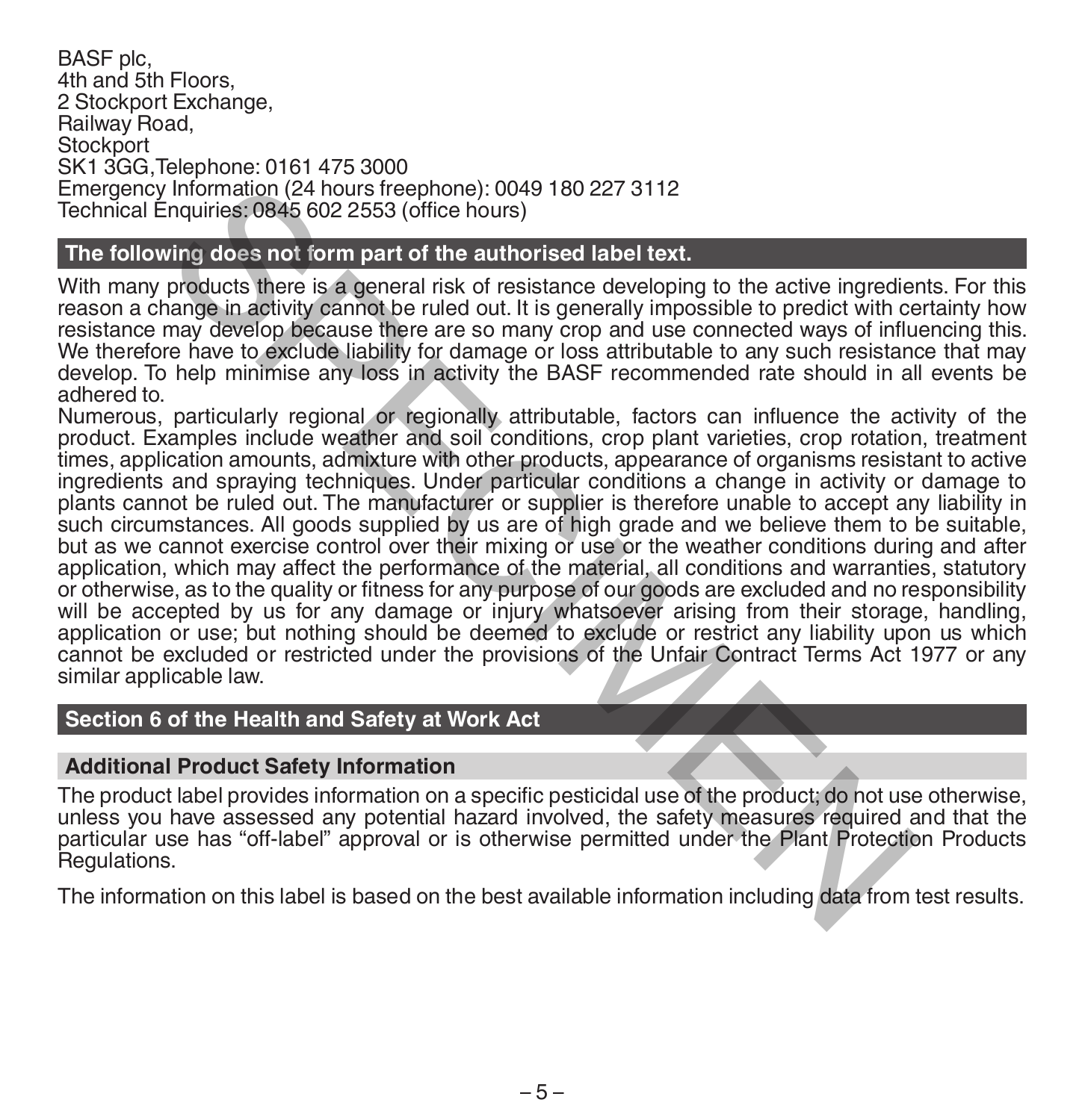BASF plc,
4th and 5th Floors,
2 Stockport Exchange,
Railway Road,
Stockport
SK1 3GG,Telephone: 0161 475 3000
Emergency Information (24 hours freephone): 0049 180 227 3112
Technical Enquiries: 0845 602 2553 (office hours)

## The following does not form part of the authorised label text.

With many products there is a general risk of resistance developing to the active ingredients. For this reason a change in activity cannot be ruled out. It is generally impossible to predict with certainty how resistance may develop because there are so many crop and use connected ways of influencing this. We therefore have to exclude liability for damage or loss attributable to any such resistance that may develop. To help minimise any loss in activity the BASF recommended rate should in all events be adhered to.
Numerous, particularly regional or regionally attributable, factors can influence the activity of the product. Examples include weather and soil conditions, crop plant varieties, crop rotation, treatment times, application amounts, admixture with other products, appearance of organisms resistant to active ingredients and spraying techniques. Under particular conditions a change in activity or damage to plants cannot be ruled out. The manufacturer or supplier is therefore unable to accept any liability in such circumstances. All goods supplied by us are of high grade and we believe them to be suitable, but as we cannot exercise control over their mixing or use or the weather conditions during and after application, which may affect the performance of the material, all conditions and warranties, statutory or otherwise, as to the quality or fitness for any purpose of our goods are excluded and no responsibility will be accepted by us for any damage or injury whatsoever arising from their storage, handling, application or use; but nothing should be deemed to exclude or restrict any liability upon us which cannot be excluded or restricted under the provisions of the Unfair Contract Terms Act 1977 or any similar applicable law.

## Section 6 of the Health and Safety at Work Act

### Additional Product Safety Information

The product label provides information on a specific pesticidal use of the product; do not use otherwise, unless you have assessed any potential hazard involved, the safety measures required and that the particular use has "off-label" approval or is otherwise permitted under the Plant Protection Products Regulations.

The information on this label is based on the best available information including data from test results.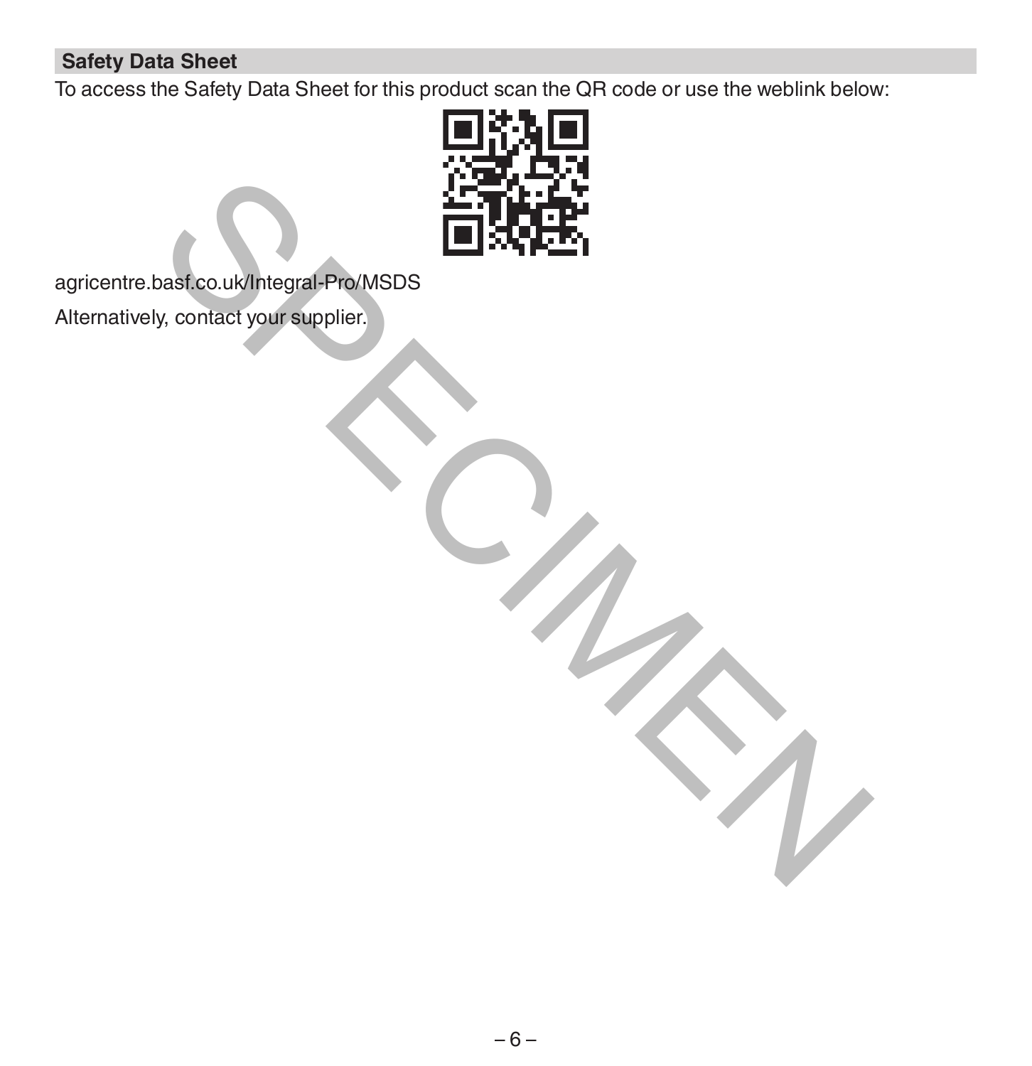## Safety Data Sheet

To access the Safety Data Sheet for this product scan the QR code or use the weblink below:

agricentre.basf.co.uk/Integral-Pro/MSDS

Alternatively, contact your supplier.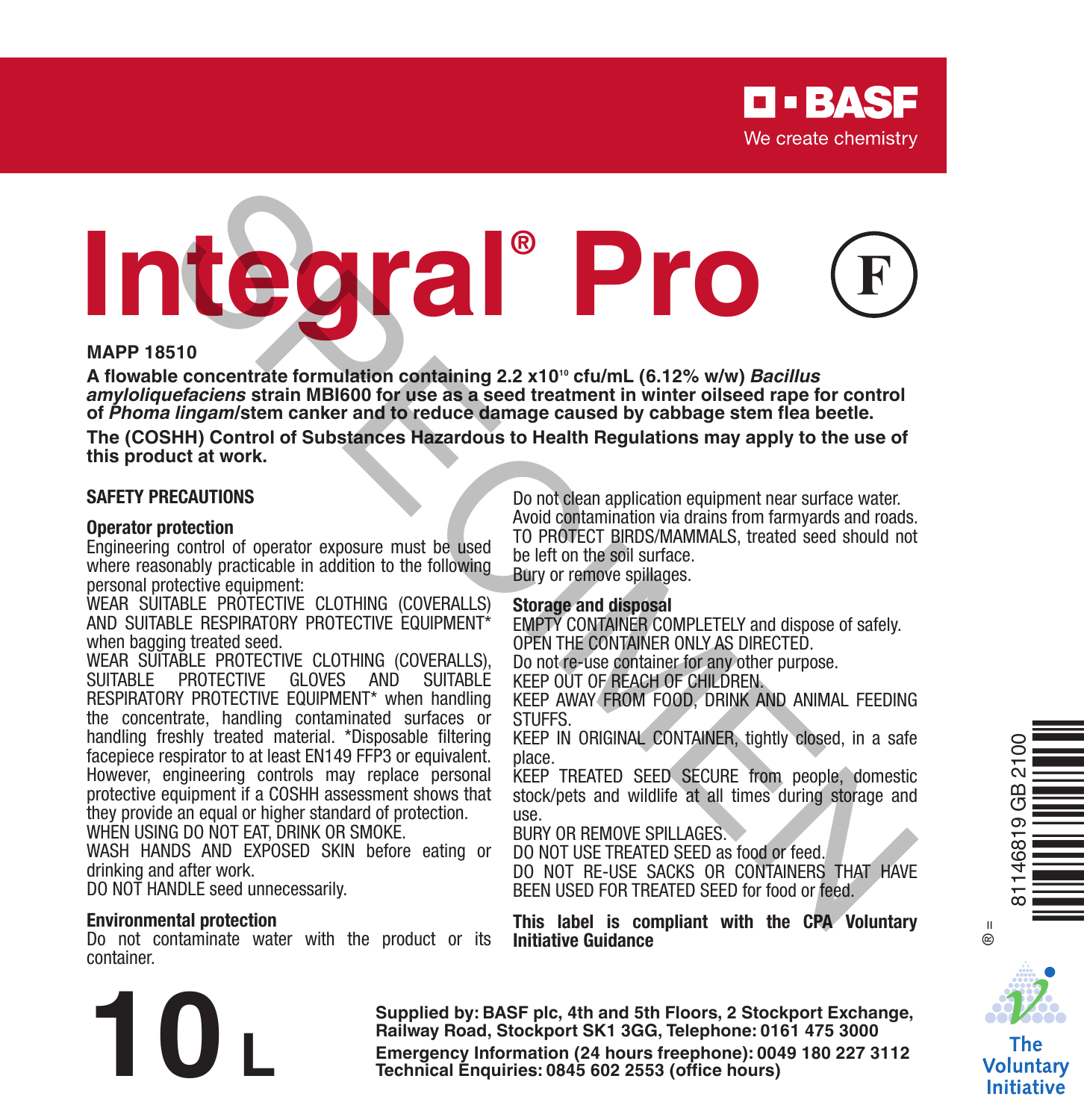BASF
We create chemistry

# Integral® Pro (F)

**MAPP 18510**

**A flowable concentrate formulation containing 2.2 x10[10] cfu/mL (6.12% w/w) *Bacillus amyloliquefaciens* strain MBI600 for use as a seed treatment in winter oilseed rape for control of *Phoma lingam*/stem canker and to reduce damage caused by cabbage stem flea beetle.**

**The (COSHH) Control of Substances Hazardous to Health Regulations may apply to the use of this product at work.**

## SAFETY PRECAUTIONS

### Operator protection

Engineering control of operator exposure must be used where reasonably practicable in addition to the following personal protective equipment:

WEAR SUITABLE PROTECTIVE CLOTHING (COVERALLS) AND SUITABLE RESPIRATORY PROTECTIVE EQUIPMENT* when bagging treated seed.

WEAR SUITABLE PROTECTIVE CLOTHING (COVERALLS), SUITABLE PROTECTIVE GLOVES AND SUITABLE RESPIRATORY PROTECTIVE EQUIPMENT* when handling the concentrate, handling contaminated surfaces or handling freshly treated material. *Disposable filtering facepiece respirator to at least EN149 FFP3 or equivalent. However, engineering controls may replace personal protective equipment if a COSHH assessment shows that they provide an equal or higher standard of protection.

WHEN USING DO NOT EAT, DRINK OR SMOKE.

WASH HANDS AND EXPOSED SKIN before eating or drinking and after work.

DO NOT HANDLE seed unnecessarily.

### Environmental protection

Do not contaminate water with the product or its container.

Do not clean application equipment near surface water.

Avoid contamination via drains from farmyards and roads.

TO PROTECT BIRDS/MAMMALS, treated seed should not be left on the soil surface.

Bury or remove spillages.

### Storage and disposal

EMPTY CONTAINER COMPLETELY and dispose of safely.

OPEN THE CONTAINER ONLY AS DIRECTED.

Do not re-use container for any other purpose.

KEEP OUT OF REACH OF CHILDREN.

KEEP AWAY FROM FOOD, DRINK AND ANIMAL FEEDING STUFFS.

KEEP IN ORIGINAL CONTAINER, tightly closed, in a safe place.

KEEP TREATED SEED SECURE from people, domestic stock/pets and wildlife at all times during storage and use.

BURY OR REMOVE SPILLAGES.

DO NOT USE TREATED SEED as food or feed.

DO NOT RE-USE SACKS OR CONTAINERS THAT HAVE BEEN USED FOR TREATED SEED for food or feed.

**This label is compliant with the CPA Voluntary Initiative Guidance**

81146819 GB 2100

# 10 L

**Supplied by: BASF plc, 4th and 5th Floors, 2 Stockport Exchange, Railway Road, Stockport SK1 3GG, Telephone: 0161 475 3000**

**Emergency Information (24 hours freephone): 0049 180 227 3112**

**Technical Enquiries: 0845 602 2553 (office hours)**

The Voluntary Initiative